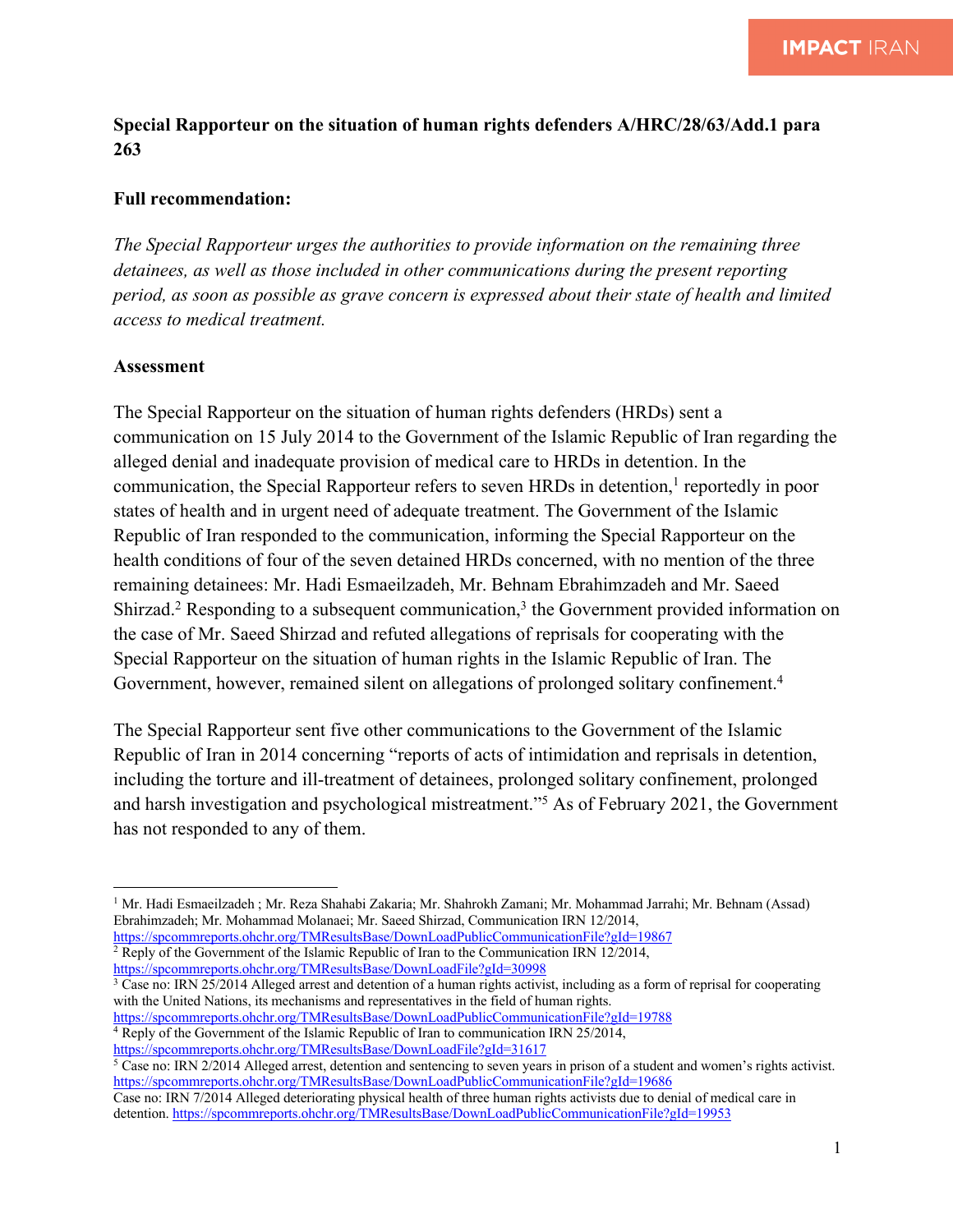**Special Rapporteur on the situation of human rights defenders A/HRC/28/63/Add.1 para 263**

**Full recommendation:**

*The Special Rapporteur urges the authorities to provide information on the remaining three detainees, as well as those included in other communications during the present reporting period, as soon as possible as grave concern is expressed about their state of health and limited access to medical treatment.*

**Assessment**

The Special Rapporteur on the situation of human rights defenders (HRDs) sent a communication on 15 July 2014 to the Government of the Islamic Republic of Iran regarding the alleged denial and inadequate provision of medical care to HRDs in detention. In the communication, the Special Rapporteur refers to seven HRDs in detention,[1] reportedly in poor states of health and in urgent need of adequate treatment. The Government of the Islamic Republic of Iran responded to the communication, informing the Special Rapporteur on the health conditions of four of the seven detained HRDs concerned, with no mention of the three remaining detainees: Mr. Hadi Esmaeilzadeh, Mr. Behnam Ebrahimzadeh and Mr. Saeed Shirzad.[2] Responding to a subsequent communication,[3] the Government provided information on the case of Mr. Saeed Shirzad and refuted allegations of reprisals for cooperating with the Special Rapporteur on the situation of human rights in the Islamic Republic of Iran. The Government, however, remained silent on allegations of prolonged solitary confinement.[4]

The Special Rapporteur sent five other communications to the Government of the Islamic Republic of Iran in 2014 concerning "reports of acts of intimidation and reprisals in detention, including the torture and ill-treatment of detainees, prolonged solitary confinement, prolonged and harsh investigation and psychological mistreatment."[5] As of February 2021, the Government has not responded to any of them.

---

[1] Mr. Hadi Esmaeilzadeh ; Mr. Reza Shahabi Zakaria; Mr. Shahrokh Zamani; Mr. Mohammad Jarrahi; Mr. Behnam (Assad) Ebrahimzadeh; Mr. Mohammad Molanaei; Mr. Saeed Shirzad, Communication IRN 12/2014, https://spcommreports.ohchr.org/TMResultsBase/DownLoadPublicCommunicationFile?gId=19867

[2] Reply of the Government of the Islamic Republic of Iran to the Communication IRN 12/2014, https://spcommreports.ohchr.org/TMResultsBase/DownLoadFile?gId=30998

[3] Case no: IRN 25/2014 Alleged arrest and detention of a human rights activist, including as a form of reprisal for cooperating with the United Nations, its mechanisms and representatives in the field of human rights. https://spcommreports.ohchr.org/TMResultsBase/DownLoadPublicCommunicationFile?gId=19788

[4] Reply of the Government of the Islamic Republic of Iran to communication IRN 25/2014, https://spcommreports.ohchr.org/TMResultsBase/DownLoadFile?gId=31617

[5] Case no: IRN 2/2014 Alleged arrest, detention and sentencing to seven years in prison of a student and women's rights activist. https://spcommreports.ohchr.org/TMResultsBase/DownLoadPublicCommunicationFile?gId=19686
Case no: IRN 7/2014 Alleged deteriorating physical health of three human rights activists due to denial of medical care in detention. https://spcommreports.ohchr.org/TMResultsBase/DownLoadPublicCommunicationFile?gId=19953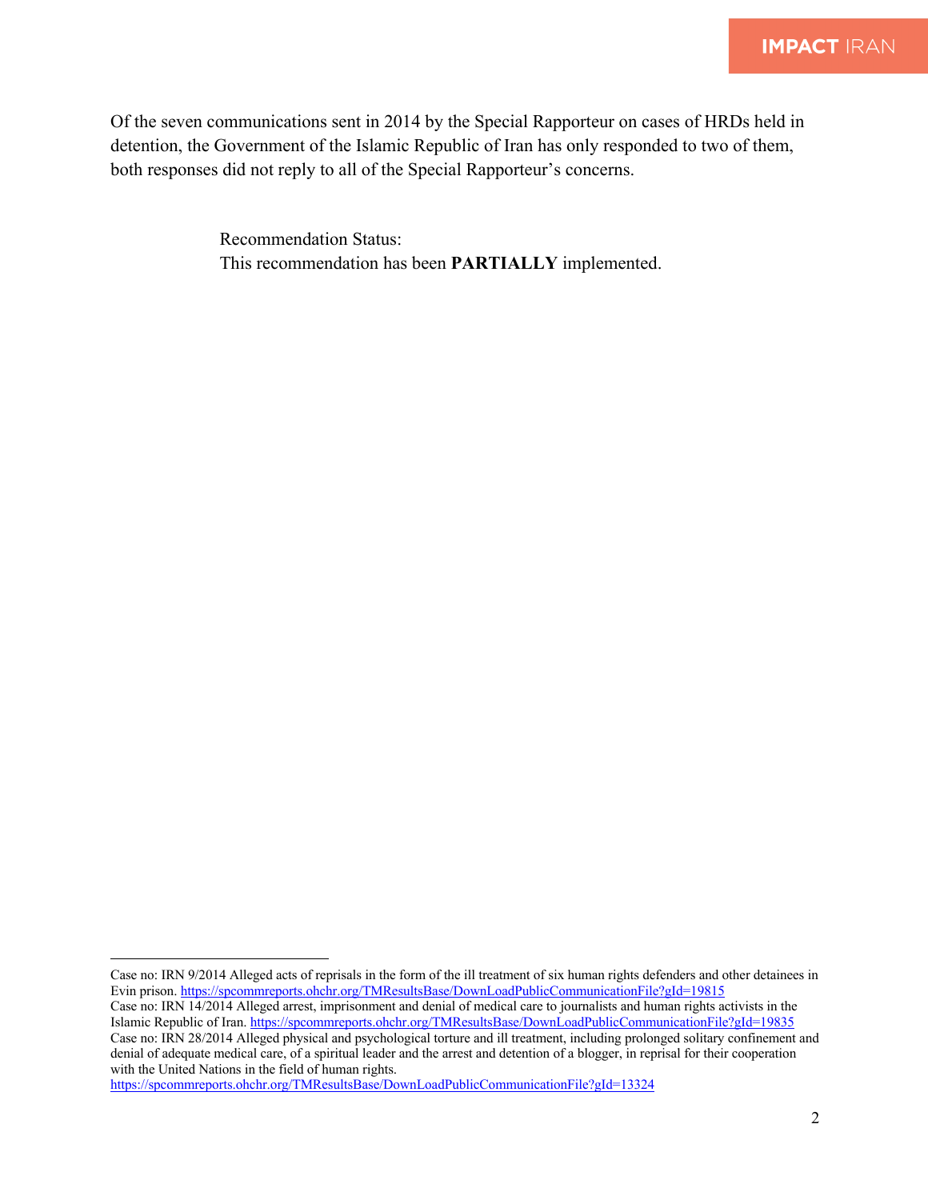Of the seven communications sent in 2014 by the Special Rapporteur on cases of HRDs held in detention, the Government of the Islamic Republic of Iran has only responded to two of them, both responses did not reply to all of the Special Rapporteur's concerns.

Recommendation Status:
This recommendation has been **PARTIALLY** implemented.

---

Case no: IRN 9/2014 Alleged acts of reprisals in the form of the ill treatment of six human rights defenders and other detainees in Evin prison. https://spcommreports.ohchr.org/TMResultsBase/DownLoadPublicCommunicationFile?gId=19815
Case no: IRN 14/2014 Alleged arrest, imprisonment and denial of medical care to journalists and human rights activists in the Islamic Republic of Iran. https://spcommreports.ohchr.org/TMResultsBase/DownLoadPublicCommunicationFile?gId=19835
Case no: IRN 28/2014 Alleged physical and psychological torture and ill treatment, including prolonged solitary confinement and denial of adequate medical care, of a spiritual leader and the arrest and detention of a blogger, in reprisal for their cooperation with the United Nations in the field of human rights.
https://spcommreports.ohchr.org/TMResultsBase/DownLoadPublicCommunicationFile?gId=13324